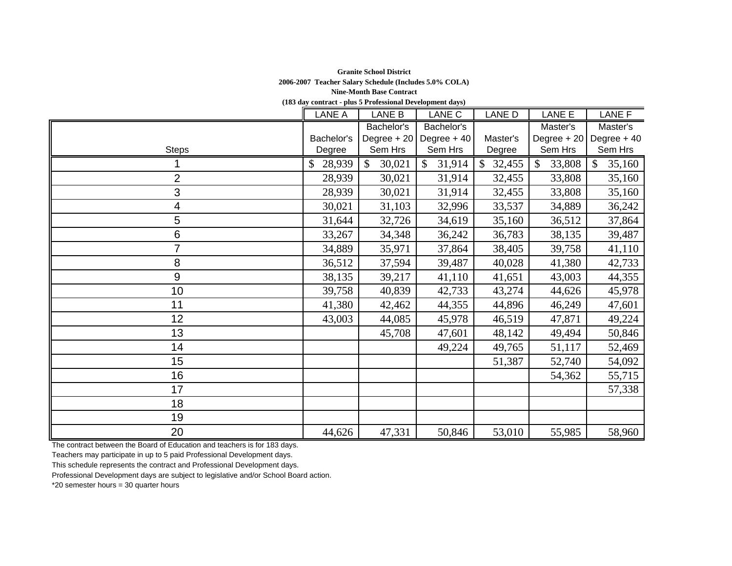**Granite School District**

**2006-2007 Teacher Salary Schedule (Includes 5.0% COLA)**

**Nine-Month Base Contract**

**(183 day contract - plus 5 Professional Development days)**

| Steps | LANE A Bachelor's Degree | LANE B Bachelor's Degree + 20 Sem Hrs | LANE C Bachelor's Degree + 40 Sem Hrs | LANE D Master's Degree | LANE E Master's Degree + 20 Sem Hrs | LANE F Master's Degree + 40 Sem Hrs |
|---|---|---|---|---|---|---|
| 1 | $ 28,939 | $ 30,021 | $ 31,914 | $ 32,455 | $ 33,808 | $ 35,160 |
| 2 | 28,939 | 30,021 | 31,914 | 32,455 | 33,808 | 35,160 |
| 3 | 28,939 | 30,021 | 31,914 | 32,455 | 33,808 | 35,160 |
| 4 | 30,021 | 31,103 | 32,996 | 33,537 | 34,889 | 36,242 |
| 5 | 31,644 | 32,726 | 34,619 | 35,160 | 36,512 | 37,864 |
| 6 | 33,267 | 34,348 | 36,242 | 36,783 | 38,135 | 39,487 |
| 7 | 34,889 | 35,971 | 37,864 | 38,405 | 39,758 | 41,110 |
| 8 | 36,512 | 37,594 | 39,487 | 40,028 | 41,380 | 42,733 |
| 9 | 38,135 | 39,217 | 41,110 | 41,651 | 43,003 | 44,355 |
| 10 | 39,758 | 40,839 | 42,733 | 43,274 | 44,626 | 45,978 |
| 11 | 41,380 | 42,462 | 44,355 | 44,896 | 46,249 | 47,601 |
| 12 | 43,003 | 44,085 | 45,978 | 46,519 | 47,871 | 49,224 |
| 13 | | 45,708 | 47,601 | 48,142 | 49,494 | 50,846 |
| 14 | | | 49,224 | 49,765 | 51,117 | 52,469 |
| 15 | | | | 51,387 | 52,740 | 54,092 |
| 16 | | | | | 54,362 | 55,715 |
| 17 | | | | | | 57,338 |
| 18 | | | | | | |
| 19 | | | | | | |
| 20 | 44,626 | 47,331 | 50,846 | 53,010 | 55,985 | 58,960 |

The contract between the Board of Education and teachers is for 183 days.

Teachers may participate in up to 5 paid Professional Development days.

This schedule represents the contract and Professional Development days.

Professional Development days are subject to legislative and/or School Board action.

*20 semester hours = 30 quarter hours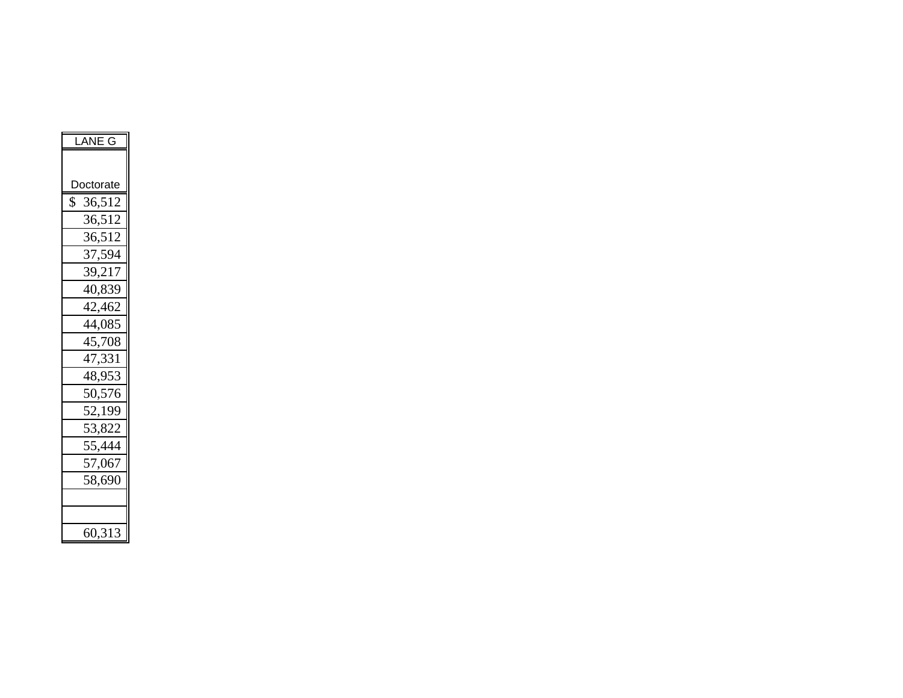| LANE G |
| --- |
| Doctorate |
| $ 36,512 |
| 36,512 |
| 36,512 |
| 37,594 |
| 39,217 |
| 40,839 |
| 42,462 |
| 44,085 |
| 45,708 |
| 47,331 |
| 48,953 |
| 50,576 |
| 52,199 |
| 53,822 |
| 55,444 |
| 57,067 |
| 58,690 |
| |
| |
| 60,313 |